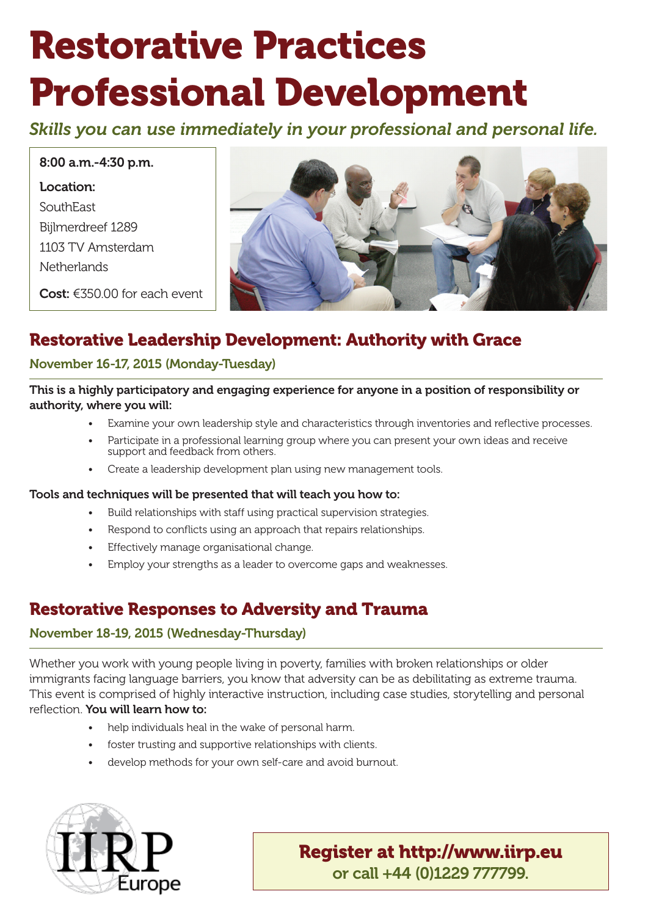# Restorative Practices Professional Development

*Skills you can use immediately in your professional and personal life.*

**8:00 a.m.-4:30 p.m.**

**Location:**
SouthEast
Bijlmerdreef 1289
1103 TV Amsterdam
Netherlands

**Cost:** €350.00 for each event

## Restorative Leadership Development: Authority with Grace

### November 16-17, 2015 (Monday-Tuesday)

**This is a highly participatory and engaging experience for anyone in a position of responsibility or authority, where you will:**

- Examine your own leadership style and characteristics through inventories and reflective processes.
- Participate in a professional learning group where you can present your own ideas and receive support and feedback from others.
- Create a leadership development plan using new management tools.

**Tools and techniques will be presented that will teach you how to:**

- Build relationships with staff using practical supervision strategies.
- Respond to conflicts using an approach that repairs relationships.
- Effectively manage organisational change.
- Employ your strengths as a leader to overcome gaps and weaknesses.

## Restorative Responses to Adversity and Trauma

### November 18-19, 2015 (Wednesday-Thursday)

Whether you work with young people living in poverty, families with broken relationships or older immigrants facing language barriers, you know that adversity can be as debilitating as extreme trauma. This event is comprised of highly interactive instruction, including case studies, storytelling and personal reflection. **You will learn how to:**

- help individuals heal in the wake of personal harm.
- foster trusting and supportive relationships with clients.
- develop methods for your own self-care and avoid burnout.

IIRP Europe

**Register at http://www.iirp.eu**
**or call +44 (0)1229 777799.**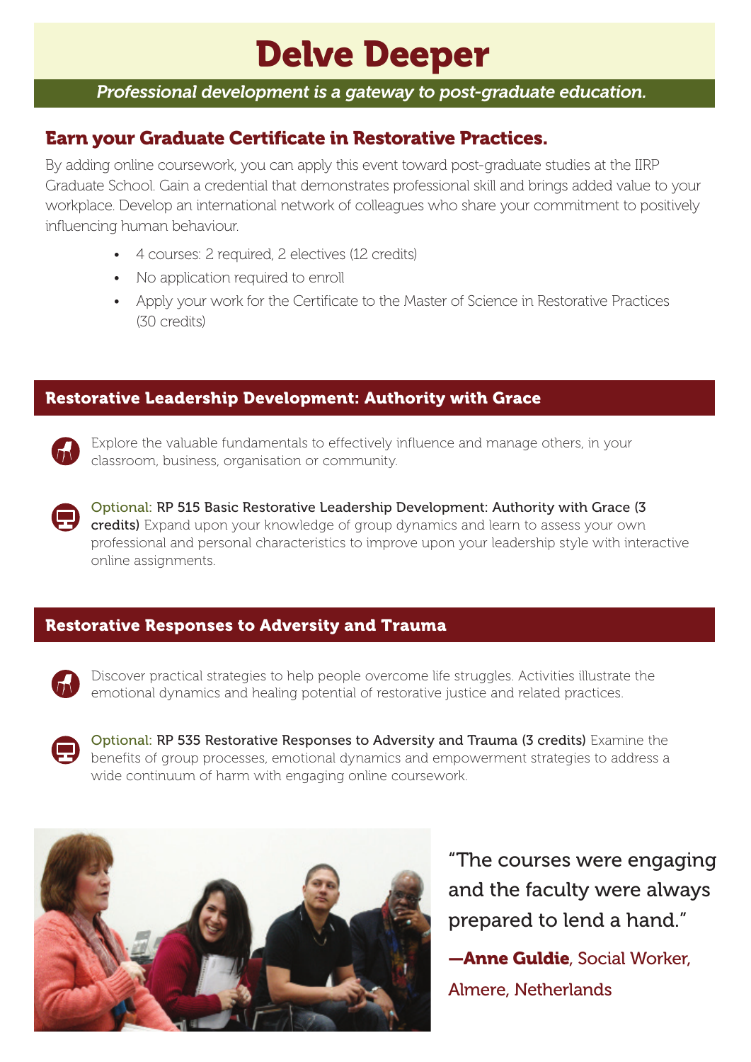# Delve Deeper

*Professional development is a gateway to post-graduate education.*

## Earn your Graduate Certificate in Restorative Practices.

By adding online coursework, you can apply this event toward post-graduate studies at the IIRP Graduate School. Gain a credential that demonstrates professional skill and brings added value to your workplace. Develop an international network of colleagues who share your commitment to positively influencing human behaviour.

- 4 courses: 2 required, 2 electives (12 credits)
- No application required to enroll
- Apply your work for the Certificate to the Master of Science in Restorative Practices (30 credits)

### Restorative Leadership Development: Authority with Grace

Explore the valuable fundamentals to effectively influence and manage others, in your classroom, business, organisation or community.

Optional: **RP 515 Basic Restorative Leadership Development: Authority with Grace (3 credits)** Expand upon your knowledge of group dynamics and learn to assess your own professional and personal characteristics to improve upon your leadership style with interactive online assignments.

### Restorative Responses to Adversity and Trauma

Discover practical strategies to help people overcome life struggles. Activities illustrate the emotional dynamics and healing potential of restorative justice and related practices.

Optional: **RP 535 Restorative Responses to Adversity and Trauma (3 credits)** Examine the benefits of group processes, emotional dynamics and empowerment strategies to address a wide continuum of harm with engaging online coursework.

"The courses were engaging and the faculty were always prepared to lend a hand."

—**Anne Guldie**, Social Worker, Almere, Netherlands